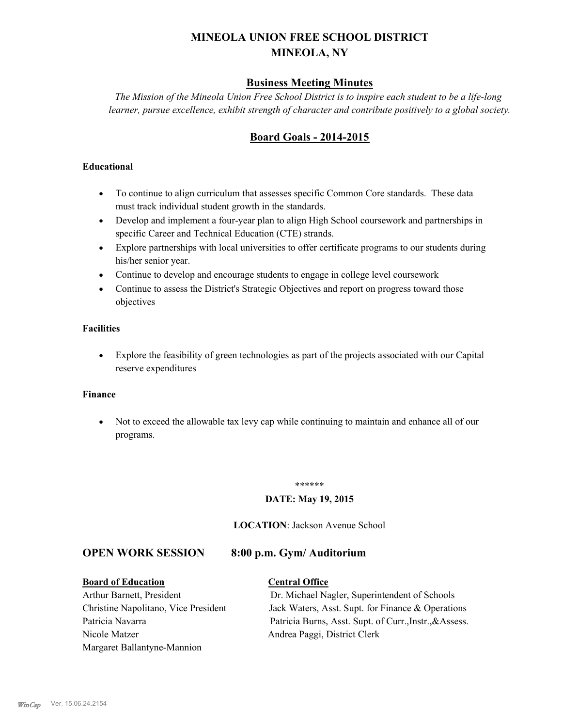# MINEOLA UNION FREE SCHOOL DISTRICT
# MINEOLA, NY

## Business Meeting Minutes

*The Mission of the Mineola Union Free School District is to inspire each student to be a life-long learner, pursue excellence, exhibit strength of character and contribute positively to a global society.*

## Board Goals - 2014-2015

### Educational

- To continue to align curriculum that assesses specific Common Core standards. These data must track individual student growth in the standards.
- Develop and implement a four-year plan to align High School coursework and partnerships in specific Career and Technical Education (CTE) strands.
- Explore partnerships with local universities to offer certificate programs to our students during his/her senior year.
- Continue to develop and encourage students to engage in college level coursework
- Continue to assess the District's Strategic Objectives and report on progress toward those objectives

### Facilities

- Explore the feasibility of green technologies as part of the projects associated with our Capital reserve expenditures

### Finance

- Not to exceed the allowable tax levy cap while continuing to maintain and enhance all of our programs.

******

**DATE: May 19, 2015**

**LOCATION**: Jackson Avenue School

## OPEN WORK SESSION 8:00 p.m. Gym/ Auditorium

**Board of Education**

Arthur Barnett, President
Christine Napolitano, Vice President
Patricia Navarra
Nicole Matzer
Margaret Ballantyne-Mannion

**Central Office**

Dr. Michael Nagler, Superintendent of Schools
Jack Waters, Asst. Supt. for Finance & Operations
Patricia Burns, Asst. Supt. of Curr.,Instr.,&Assess.
Andrea Paggi, District Clerk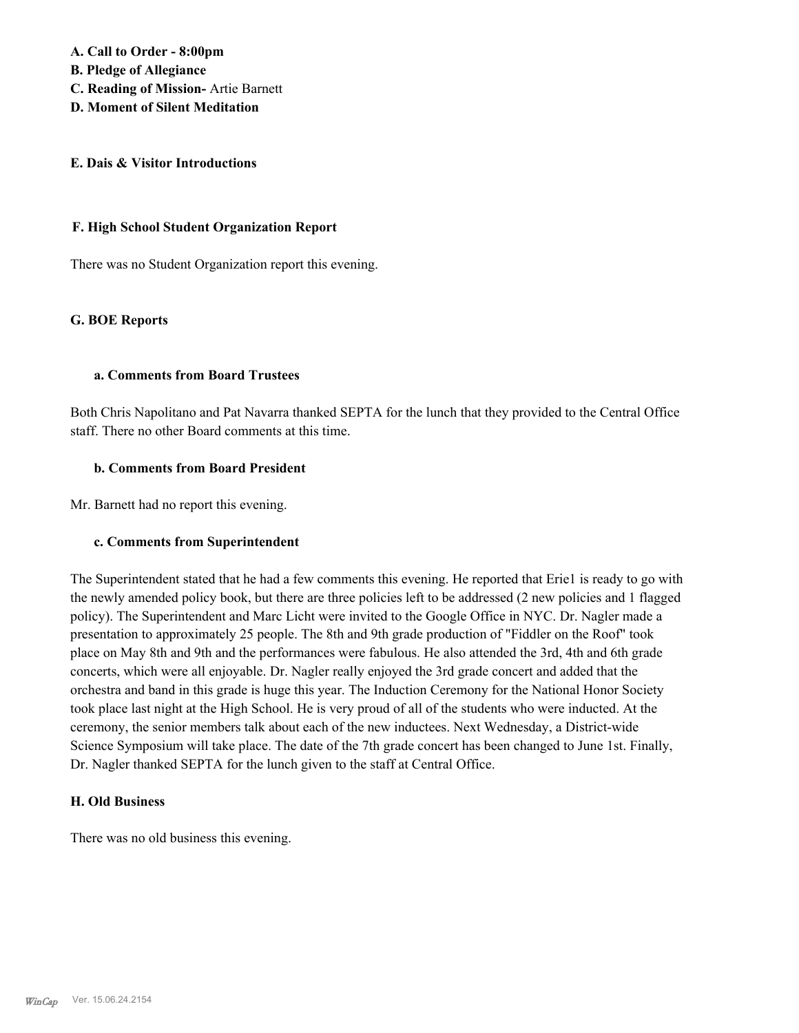**A. Call to Order - 8:00pm**
**B. Pledge of Allegiance**
**C. Reading of Mission-** Artie Barnett
**D. Moment of Silent Meditation**

**E. Dais & Visitor Introductions**

**F. High School Student Organization Report**

There was no Student Organization report this evening.

**G. BOE Reports**

**a. Comments from Board Trustees**

Both Chris Napolitano and Pat Navarra thanked SEPTA for the lunch that they provided to the Central Office staff. There no other Board comments at this time.

**b. Comments from Board President**

Mr. Barnett had no report this evening.

**c. Comments from Superintendent**

The Superintendent stated that he had a few comments this evening. He reported that Erie1 is ready to go with the newly amended policy book, but there are three policies left to be addressed (2 new policies and 1 flagged policy). The Superintendent and Marc Licht were invited to the Google Office in NYC. Dr. Nagler made a presentation to approximately 25 people. The 8th and 9th grade production of "Fiddler on the Roof" took place on May 8th and 9th and the performances were fabulous. He also attended the 3rd, 4th and 6th grade concerts, which were all enjoyable. Dr. Nagler really enjoyed the 3rd grade concert and added that the orchestra and band in this grade is huge this year. The Induction Ceremony for the National Honor Society took place last night at the High School. He is very proud of all of the students who were inducted. At the ceremony, the senior members talk about each of the new inductees. Next Wednesday, a District-wide Science Symposium will take place. The date of the 7th grade concert has been changed to June 1st. Finally, Dr. Nagler thanked SEPTA for the lunch given to the staff at Central Office.

**H. Old Business**

There was no old business this evening.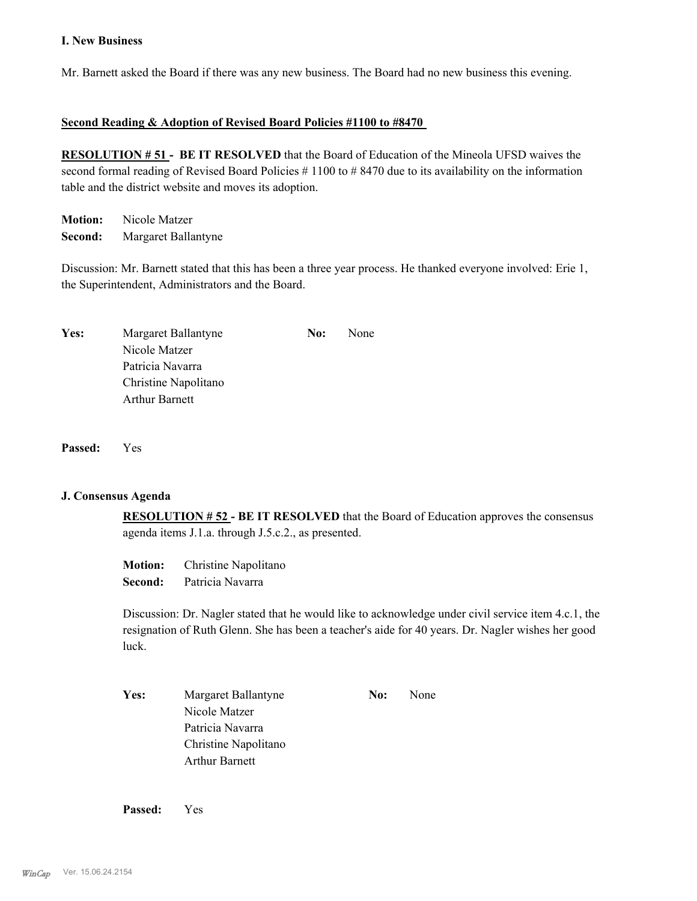**I. New Business**

Mr. Barnett asked the Board if there was any new business. The Board had no new business this evening.

**Second Reading & Adoption of Revised Board Policies #1100 to #8470**

**RESOLUTION # 51 - BE IT RESOLVED** that the Board of Education of the Mineola UFSD waives the second formal reading of Revised Board Policies # 1100 to # 8470 due to its availability on the information table and the district website and moves its adoption.

**Motion:** Nicole Matzer
**Second:** Margaret Ballantyne

Discussion: Mr. Barnett stated that this has been a three year process. He thanked everyone involved: Erie 1, the Superintendent, Administrators and the Board.

| **Yes:** | Margaret Ballantyne | **No:** | None |
|---|---|---|---|
| | Nicole Matzer | | |
| | Patricia Navarra | | |
| | Christine Napolitano | | |
| | Arthur Barnett | | |

**Passed:** Yes

**J. Consensus Agenda**

**RESOLUTION # 52 - BE IT RESOLVED** that the Board of Education approves the consensus agenda items J.1.a. through J.5.c.2., as presented.

**Motion:** Christine Napolitano
**Second:** Patricia Navarra

Discussion: Dr. Nagler stated that he would like to acknowledge under civil service item 4.c.1, the resignation of Ruth Glenn. She has been a teacher's aide for 40 years. Dr. Nagler wishes her good luck.

| **Yes:** | Margaret Ballantyne | **No:** | None |
|---|---|---|---|
| | Nicole Matzer | | |
| | Patricia Navarra | | |
| | Christine Napolitano | | |
| | Arthur Barnett | | |

**Passed:** Yes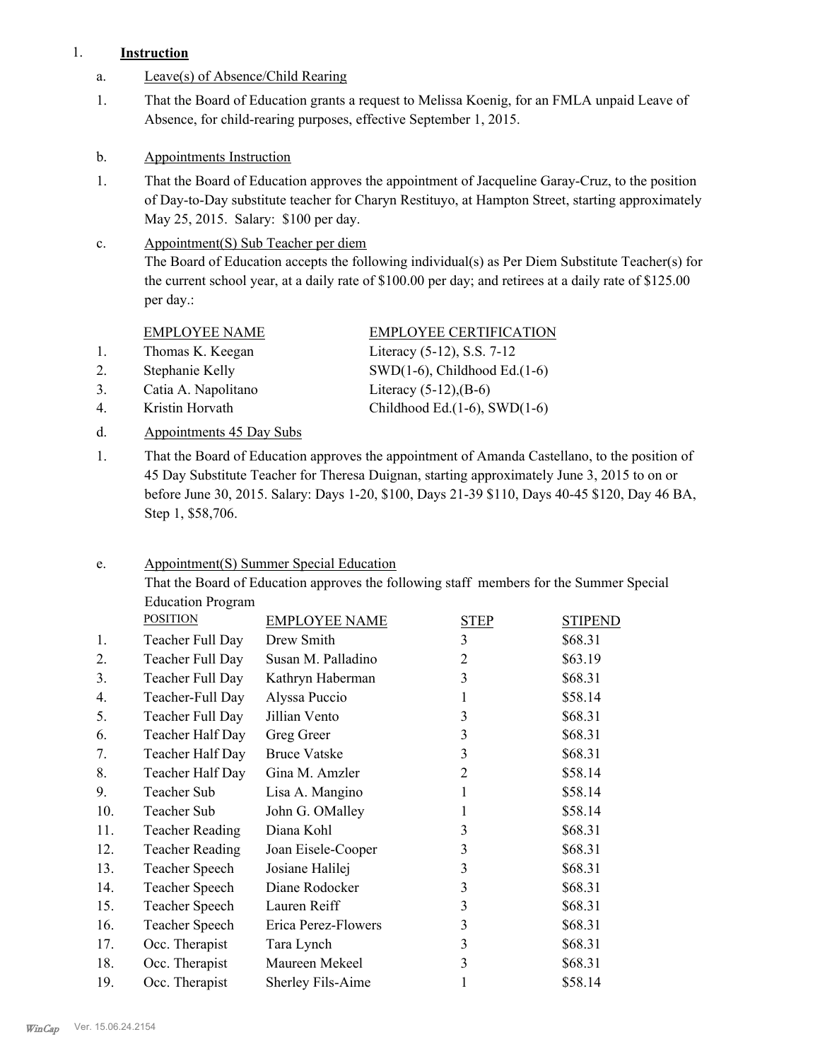1. **Instruction**

a. Leave(s) of Absence/Child Rearing

1. That the Board of Education grants a request to Melissa Koenig, for an FMLA unpaid Leave of Absence, for child-rearing purposes, effective September 1, 2015.

b. Appointments Instruction

1. That the Board of Education approves the appointment of Jacqueline Garay-Cruz, to the position of Day-to-Day substitute teacher for Charyn Restituyo, at Hampton Street, starting approximately May 25, 2015. Salary: $100 per day.

c. Appointment(S) Sub Teacher per diem

The Board of Education accepts the following individual(s) as Per Diem Substitute Teacher(s) for the current school year, at a daily rate of $100.00 per day; and retirees at a daily rate of $125.00 per day.:

| | EMPLOYEE NAME | EMPLOYEE CERTIFICATION |
|---|---|---|
| 1. | Thomas K. Keegan | Literacy (5-12), S.S. 7-12 |
| 2. | Stephanie Kelly | SWD(1-6), Childhood Ed.(1-6) |
| 3. | Catia A. Napolitano | Literacy (5-12),(B-6) |
| 4. | Kristin Horvath | Childhood Ed.(1-6), SWD(1-6) |

d. Appointments 45 Day Subs

1. That the Board of Education approves the appointment of Amanda Castellano, to the position of 45 Day Substitute Teacher for Theresa Duignan, starting approximately June 3, 2015 to on or before June 30, 2015. Salary: Days 1-20, $100, Days 21-39 $110, Days 40-45 $120, Day 46 BA, Step 1, $58,706.

e. Appointment(S) Summer Special Education

That the Board of Education approves the following staff members for the Summer Special Education Program

| | POSITION | EMPLOYEE NAME | STEP | STIPEND |
|---|---|---|---|---|
| 1. | Teacher Full Day | Drew Smith | 3 | $68.31 |
| 2. | Teacher Full Day | Susan M. Palladino | 2 | $63.19 |
| 3. | Teacher Full Day | Kathryn Haberman | 3 | $68.31 |
| 4. | Teacher-Full Day | Alyssa Puccio | 1 | $58.14 |
| 5. | Teacher Full Day | Jillian Vento | 3 | $68.31 |
| 6. | Teacher Half Day | Greg Greer | 3 | $68.31 |
| 7. | Teacher Half Day | Bruce Vatske | 3 | $68.31 |
| 8. | Teacher Half Day | Gina M. Amzler | 2 | $58.14 |
| 9. | Teacher Sub | Lisa A. Mangino | 1 | $58.14 |
| 10. | Teacher Sub | John G. OMalley | 1 | $58.14 |
| 11. | Teacher Reading | Diana Kohl | 3 | $68.31 |
| 12. | Teacher Reading | Joan Eisele-Cooper | 3 | $68.31 |
| 13. | Teacher Speech | Josiane Halilej | 3 | $68.31 |
| 14. | Teacher Speech | Diane Rodocker | 3 | $68.31 |
| 15. | Teacher Speech | Lauren Reiff | 3 | $68.31 |
| 16. | Teacher Speech | Erica Perez-Flowers | 3 | $68.31 |
| 17. | Occ. Therapist | Tara Lynch | 3 | $68.31 |
| 18. | Occ. Therapist | Maureen Mekeel | 3 | $68.31 |
| 19. | Occ. Therapist | Sherley Fils-Aime | 1 | $58.14 |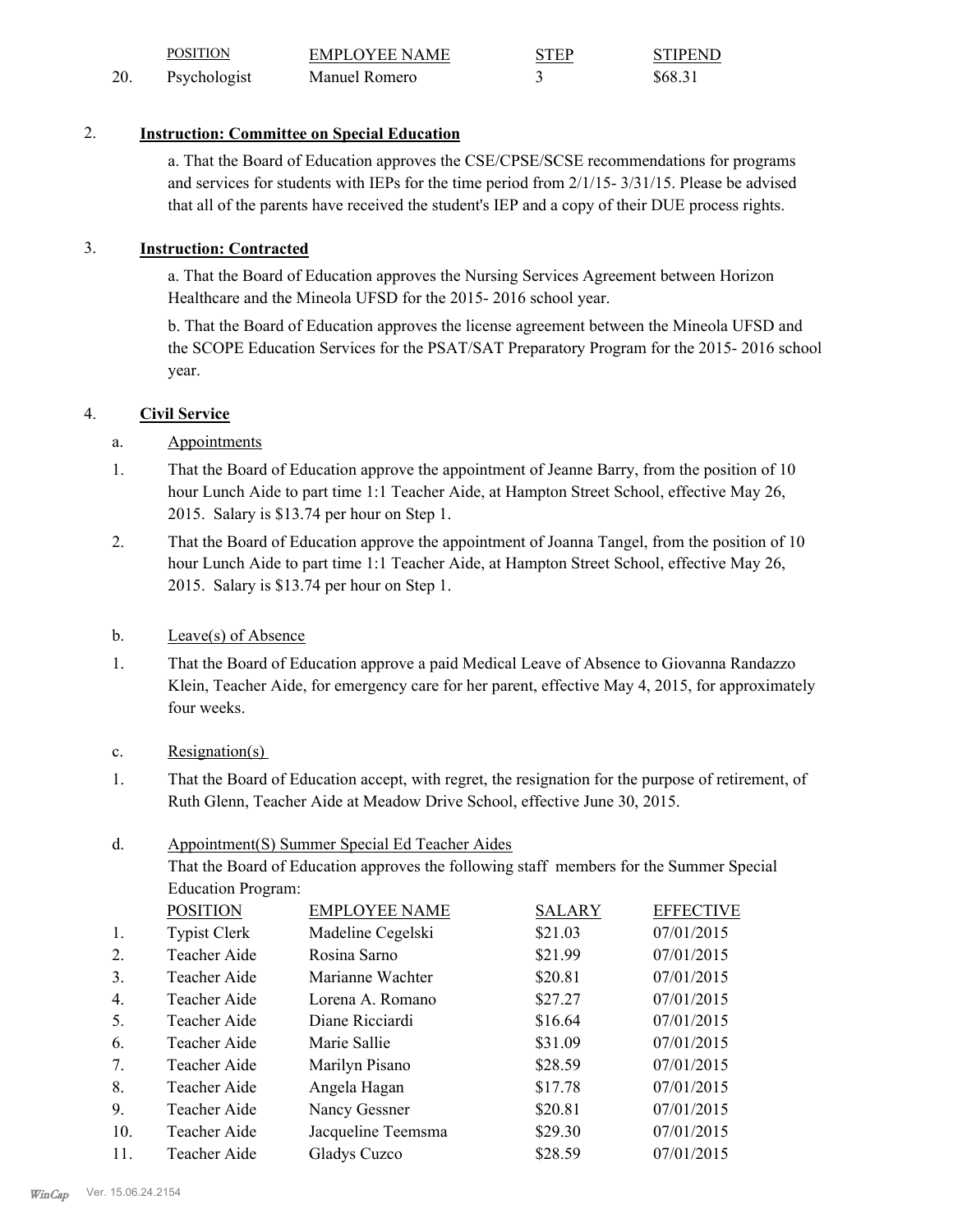| | POSITION | EMPLOYEE NAME | STEP | STIPEND |
|---|---|---|---|---|
| 20. | Psychologist | Manuel Romero | 3 | $68.31 |

2. **Instruction: Committee on Special Education**

   a. That the Board of Education approves the CSE/CPSE/SCSE recommendations for programs and services for students with IEPs for the time period from 2/1/15- 3/31/15. Please be advised that all of the parents have received the student's IEP and a copy of their DUE process rights.

3. **Instruction: Contracted**

   a. That the Board of Education approves the Nursing Services Agreement between Horizon Healthcare and the Mineola UFSD for the 2015- 2016 school year.

   b. That the Board of Education approves the license agreement between the Mineola UFSD and the SCOPE Education Services for the PSAT/SAT Preparatory Program for the 2015- 2016 school year.

4. **Civil Service**

a. Appointments

1. That the Board of Education approve the appointment of Jeanne Barry, from the position of 10 hour Lunch Aide to part time 1:1 Teacher Aide, at Hampton Street School, effective May 26, 2015. Salary is $13.74 per hour on Step 1.

2. That the Board of Education approve the appointment of Joanna Tangel, from the position of 10 hour Lunch Aide to part time 1:1 Teacher Aide, at Hampton Street School, effective May 26, 2015. Salary is $13.74 per hour on Step 1.

b. Leave(s) of Absence

1. That the Board of Education approve a paid Medical Leave of Absence to Giovanna Randazzo Klein, Teacher Aide, for emergency care for her parent, effective May 4, 2015, for approximately four weeks.

c. Resignation(s)

1. That the Board of Education accept, with regret, the resignation for the purpose of retirement, of Ruth Glenn, Teacher Aide at Meadow Drive School, effective June 30, 2015.

d. Appointment(S) Summer Special Ed Teacher Aides

That the Board of Education approves the following staff members for the Summer Special Education Program:

| | POSITION | EMPLOYEE NAME | SALARY | EFFECTIVE |
|---|---|---|---|---|
| 1. | Typist Clerk | Madeline Cegelski | $21.03 | 07/01/2015 |
| 2. | Teacher Aide | Rosina Sarno | $21.99 | 07/01/2015 |
| 3. | Teacher Aide | Marianne Wachter | $20.81 | 07/01/2015 |
| 4. | Teacher Aide | Lorena A. Romano | $27.27 | 07/01/2015 |
| 5. | Teacher Aide | Diane Ricciardi | $16.64 | 07/01/2015 |
| 6. | Teacher Aide | Marie Sallie | $31.09 | 07/01/2015 |
| 7. | Teacher Aide | Marilyn Pisano | $28.59 | 07/01/2015 |
| 8. | Teacher Aide | Angela Hagan | $17.78 | 07/01/2015 |
| 9. | Teacher Aide | Nancy Gessner | $20.81 | 07/01/2015 |
| 10. | Teacher Aide | Jacqueline Teemsma | $29.30 | 07/01/2015 |
| 11. | Teacher Aide | Gladys Cuzco | $28.59 | 07/01/2015 |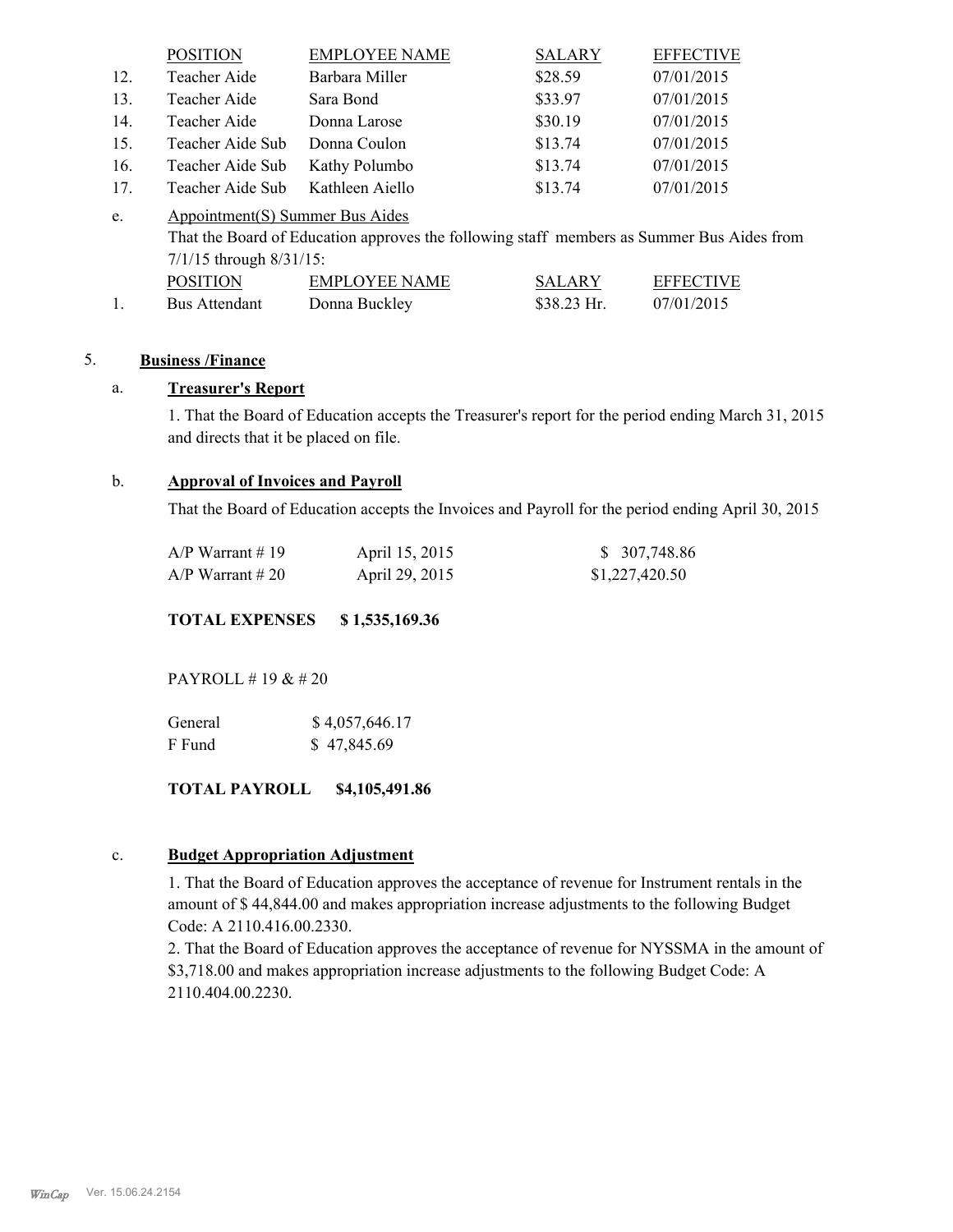|  | POSITION | EMPLOYEE NAME | SALARY | EFFECTIVE |
|---|---|---|---|---|
| 12. | Teacher Aide | Barbara Miller | $28.59 | 07/01/2015 |
| 13. | Teacher Aide | Sara Bond | $33.97 | 07/01/2015 |
| 14. | Teacher Aide | Donna Larose | $30.19 | 07/01/2015 |
| 15. | Teacher Aide Sub | Donna Coulon | $13.74 | 07/01/2015 |
| 16. | Teacher Aide Sub | Kathy Polumbo | $13.74 | 07/01/2015 |
| 17. | Teacher Aide Sub | Kathleen Aiello | $13.74 | 07/01/2015 |

e. Appointment(S) Summer Bus Aides

That the Board of Education approves the following staff members as Summer Bus Aides from 7/1/15 through 8/31/15:

|  | POSITION | EMPLOYEE NAME | SALARY | EFFECTIVE |
|---|---|---|---|---|
| 1. | Bus Attendant | Donna Buckley | $38.23 Hr. | 07/01/2015 |

## 5. Business /Finance

### a. Treasurer's Report

1. That the Board of Education accepts the Treasurer's report for the period ending March 31, 2015 and directs that it be placed on file.

### b. Approval of Invoices and Payroll

That the Board of Education accepts the Invoices and Payroll for the period ending April 30, 2015

| | | |
|---|---|---|
| A/P Warrant # 19 | April 15, 2015 | $ 307,748.86 |
| A/P Warrant # 20 | April 29, 2015 | $1,227,420.50 |

**TOTAL EXPENSES $ 1,535,169.36**

PAYROLL # 19 & # 20

| | |
|---|---|
| General | $ 4,057,646.17 |
| F Fund | $ 47,845.69 |

**TOTAL PAYROLL $4,105,491.86**

### c. Budget Appropriation Adjustment

1. That the Board of Education approves the acceptance of revenue for Instrument rentals in the amount of $ 44,844.00 and makes appropriation increase adjustments to the following Budget Code: A 2110.416.00.2330.
2. That the Board of Education approves the acceptance of revenue for NYSSMA in the amount of $3,718.00 and makes appropriation increase adjustments to the following Budget Code: A 2110.404.00.2230.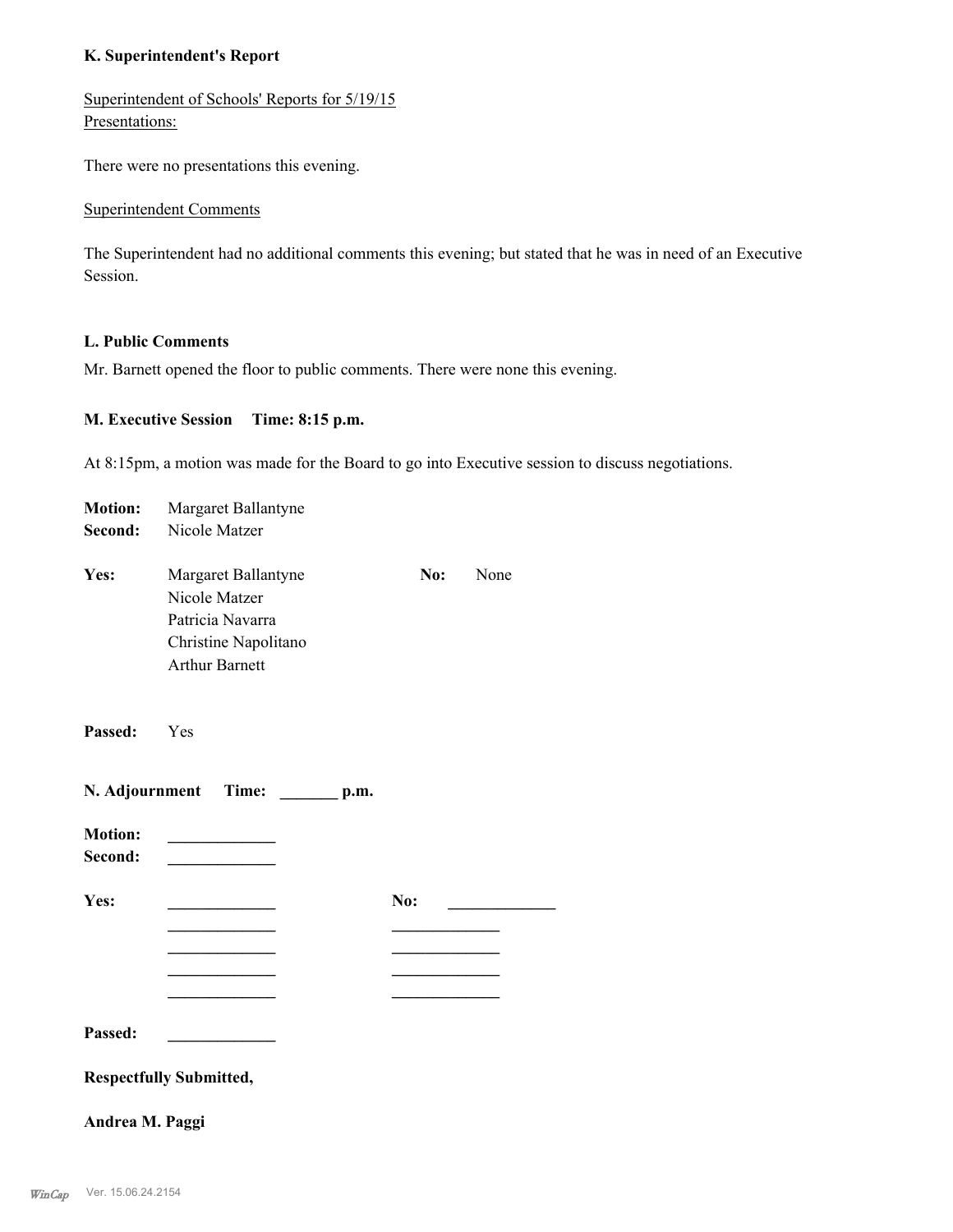**K. Superintendent's Report**

Superintendent of Schools' Reports for 5/19/15
Presentations:

There were no presentations this evening.

Superintendent Comments

The Superintendent had no additional comments this evening; but stated that he was in need of an Executive Session.

**L. Public Comments**

Mr. Barnett opened the floor to public comments. There were none this evening.

**M. Executive Session Time: 8:15 p.m.**

At 8:15pm, a motion was made for the Board to go into Executive session to discuss negotiations.

**Motion:** Margaret Ballantyne
**Second:** Nicole Matzer

**Yes:** Margaret Ballantyne
Nicole Matzer
Patricia Navarra
Christine Napolitano
Arthur Barnett

**No:** None

**Passed:** Yes

**N. Adjournment Time: _______ p.m.**

**Motion:** _____________
**Second:** _____________

**Yes:** _____________ **No:** _____________
_____________ _____________
_____________ _____________
_____________ _____________
_____________ _____________

**Passed:** _____________

**Respectfully Submitted,**

**Andrea M. Paggi**